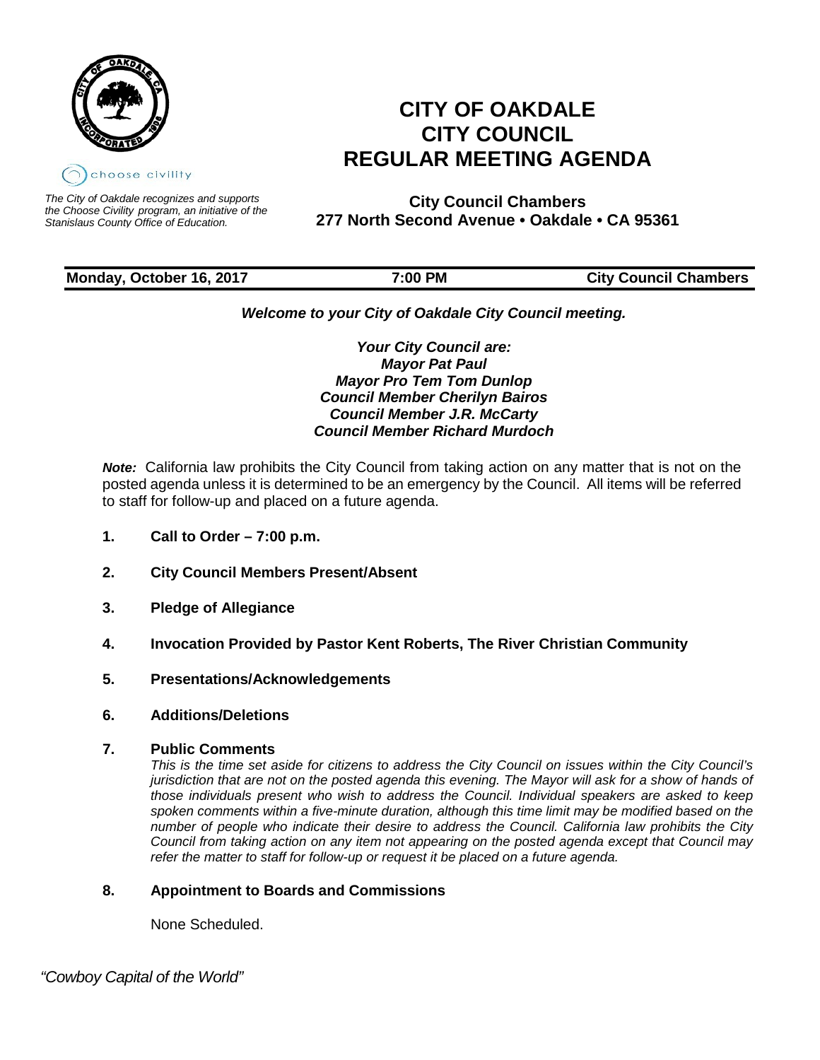choose civility

*The City of Oakdale recognizes and supports the Choose Civility program, an initiative of the Stanislaus County Office of Education.*

# CITY OF OAKDALE
# CITY COUNCIL
# REGULAR MEETING AGENDA

**City Council Chambers**
**277 North Second Avenue • Oakdale • CA 95361**

| Monday, October 16, 2017 | 7:00 PM | City Council Chambers |
|---|---|---|

***Welcome to your City of Oakdale City Council meeting.***

***Your City Council are:***
***Mayor Pat Paul***
***Mayor Pro Tem Tom Dunlop***
***Council Member Cherilyn Bairos***
***Council Member J.R. McCarty***
***Council Member Richard Murdoch***

***Note:*** California law prohibits the City Council from taking action on any matter that is not on the posted agenda unless it is determined to be an emergency by the Council. All items will be referred to staff for follow-up and placed on a future agenda.

**1. Call to Order – 7:00 p.m.**

**2. City Council Members Present/Absent**

**3. Pledge of Allegiance**

**4. Invocation Provided by Pastor Kent Roberts, The River Christian Community**

**5. Presentations/Acknowledgements**

**6. Additions/Deletions**

**7. Public Comments**

*This is the time set aside for citizens to address the City Council on issues within the City Council's jurisdiction that are not on the posted agenda this evening. The Mayor will ask for a show of hands of those individuals present who wish to address the Council. Individual speakers are asked to keep spoken comments within a five-minute duration, although this time limit may be modified based on the number of people who indicate their desire to address the Council. California law prohibits the City Council from taking action on any item not appearing on the posted agenda except that Council may refer the matter to staff for follow-up or request it be placed on a future agenda.*

**8. Appointment to Boards and Commissions**

None Scheduled.

*"Cowboy Capital of the World"*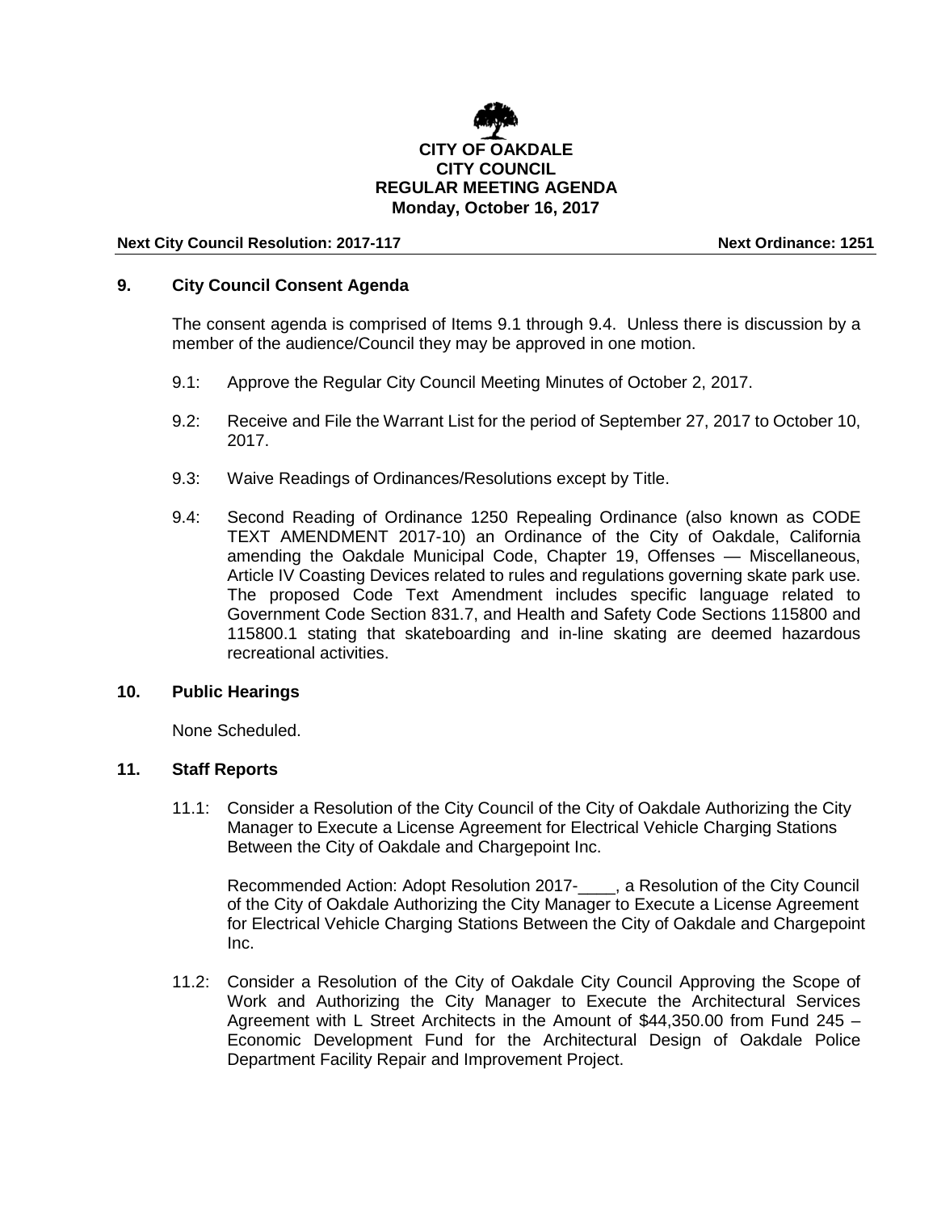**CITY OF OAKDALE**
**CITY COUNCIL**
**REGULAR MEETING AGENDA**
**Monday, October 16, 2017**

**Next City Council Resolution: 2017-117** **Next Ordinance: 1251**

## 9. City Council Consent Agenda

The consent agenda is comprised of Items 9.1 through 9.4. Unless there is discussion by a member of the audience/Council they may be approved in one motion.

9.1: Approve the Regular City Council Meeting Minutes of October 2, 2017.

9.2: Receive and File the Warrant List for the period of September 27, 2017 to October 10, 2017.

9.3: Waive Readings of Ordinances/Resolutions except by Title.

9.4: Second Reading of Ordinance 1250 Repealing Ordinance (also known as CODE TEXT AMENDMENT 2017-10) an Ordinance of the City of Oakdale, California amending the Oakdale Municipal Code, Chapter 19, Offenses — Miscellaneous, Article IV Coasting Devices related to rules and regulations governing skate park use. The proposed Code Text Amendment includes specific language related to Government Code Section 831.7, and Health and Safety Code Sections 115800 and 115800.1 stating that skateboarding and in-line skating are deemed hazardous recreational activities.

## 10. Public Hearings

None Scheduled.

## 11. Staff Reports

11.1: Consider a Resolution of the City Council of the City of Oakdale Authorizing the City Manager to Execute a License Agreement for Electrical Vehicle Charging Stations Between the City of Oakdale and Chargepoint Inc.

Recommended Action: Adopt Resolution 2017-____, a Resolution of the City Council of the City of Oakdale Authorizing the City Manager to Execute a License Agreement for Electrical Vehicle Charging Stations Between the City of Oakdale and Chargepoint Inc.

11.2: Consider a Resolution of the City of Oakdale City Council Approving the Scope of Work and Authorizing the City Manager to Execute the Architectural Services Agreement with L Street Architects in the Amount of $44,350.00 from Fund 245 – Economic Development Fund for the Architectural Design of Oakdale Police Department Facility Repair and Improvement Project.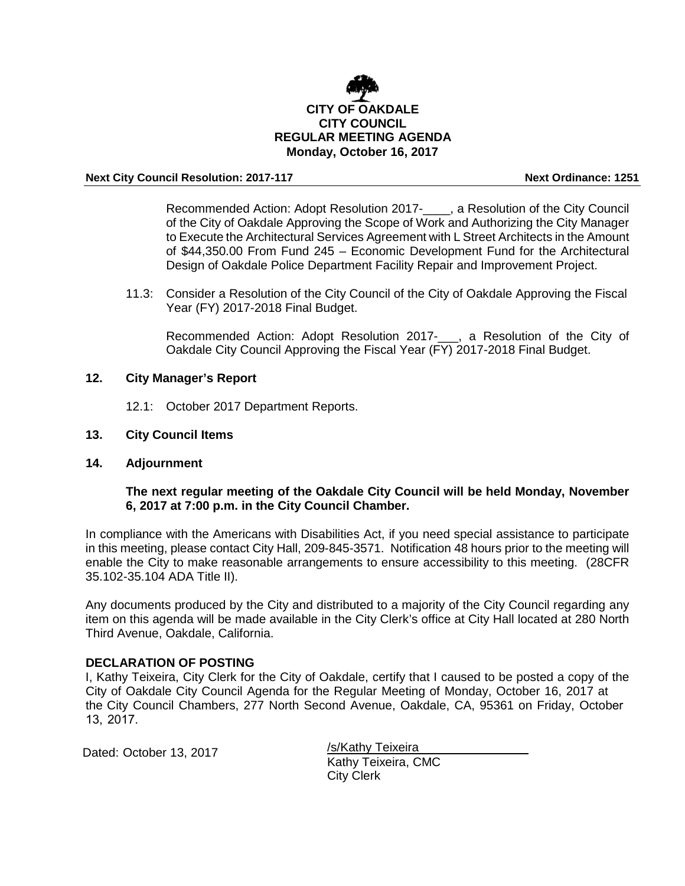**CITY OF OAKDALE**
**CITY COUNCIL**
**REGULAR MEETING AGENDA**
**Monday, October 16, 2017**

**Next City Council Resolution: 2017-117** **Next Ordinance: 1251**

Recommended Action: Adopt Resolution 2017-____, a Resolution of the City Council of the City of Oakdale Approving the Scope of Work and Authorizing the City Manager to Execute the Architectural Services Agreement with L Street Architects in the Amount of $44,350.00 From Fund 245 – Economic Development Fund for the Architectural Design of Oakdale Police Department Facility Repair and Improvement Project.

11.3: Consider a Resolution of the City Council of the City of Oakdale Approving the Fiscal Year (FY) 2017-2018 Final Budget.

Recommended Action: Adopt Resolution 2017-___, a Resolution of the City of Oakdale City Council Approving the Fiscal Year (FY) 2017-2018 Final Budget.

**12. City Manager's Report**

12.1: October 2017 Department Reports.

**13. City Council Items**

**14. Adjournment**

**The next regular meeting of the Oakdale City Council will be held Monday, November 6, 2017 at 7:00 p.m. in the City Council Chamber.**

In compliance with the Americans with Disabilities Act, if you need special assistance to participate in this meeting, please contact City Hall, 209-845-3571. Notification 48 hours prior to the meeting will enable the City to make reasonable arrangements to ensure accessibility to this meeting. (28CFR 35.102-35.104 ADA Title II).

Any documents produced by the City and distributed to a majority of the City Council regarding any item on this agenda will be made available in the City Clerk's office at City Hall located at 280 North Third Avenue, Oakdale, California.

**DECLARATION OF POSTING**

I, Kathy Teixeira, City Clerk for the City of Oakdale, certify that I caused to be posted a copy of the City of Oakdale City Council Agenda for the Regular Meeting of Monday, October 16, 2017 at the City Council Chambers, 277 North Second Avenue, Oakdale, CA, 95361 on Friday, October 13, 2017.

Dated: October 13, 2017

/s/Kathy Teixeira
Kathy Teixeira, CMC
City Clerk